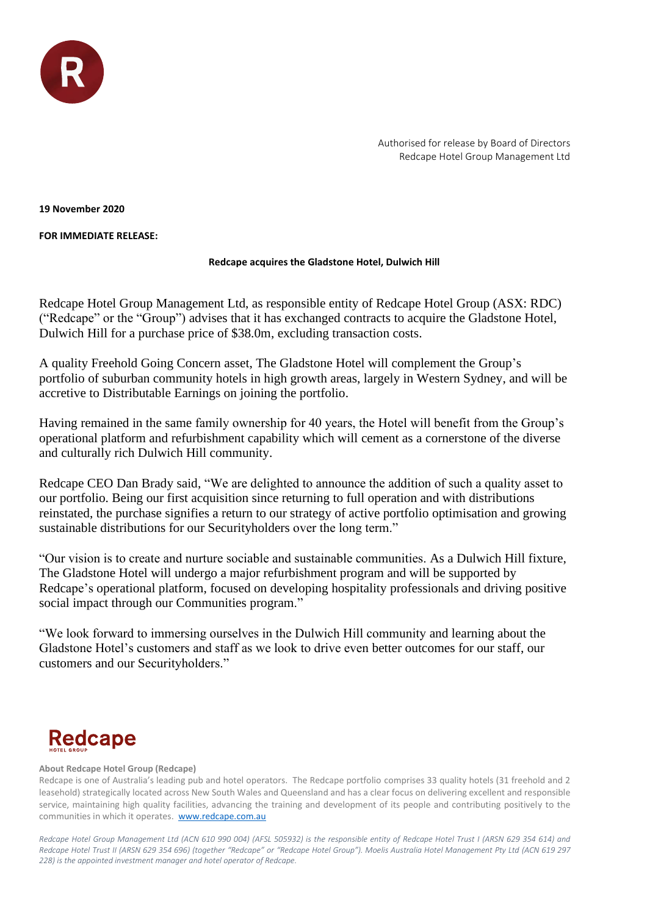Authorised for release by Board of Directors
Redcape Hotel Group Management Ltd

**19 November 2020**

**FOR IMMEDIATE RELEASE:**

**Redcape acquires the Gladstone Hotel, Dulwich Hill**

Redcape Hotel Group Management Ltd, as responsible entity of Redcape Hotel Group (ASX: RDC) ("Redcape" or the "Group") advises that it has exchanged contracts to acquire the Gladstone Hotel, Dulwich Hill for a purchase price of $38.0m, excluding transaction costs.

A quality Freehold Going Concern asset, The Gladstone Hotel will complement the Group's portfolio of suburban community hotels in high growth areas, largely in Western Sydney, and will be accretive to Distributable Earnings on joining the portfolio.

Having remained in the same family ownership for 40 years, the Hotel will benefit from the Group's operational platform and refurbishment capability which will cement as a cornerstone of the diverse and culturally rich Dulwich Hill community.

Redcape CEO Dan Brady said, "We are delighted to announce the addition of such a quality asset to our portfolio. Being our first acquisition since returning to full operation and with distributions reinstated, the purchase signifies a return to our strategy of active portfolio optimisation and growing sustainable distributions for our Securityholders over the long term."

"Our vision is to create and nurture sociable and sustainable communities. As a Dulwich Hill fixture, The Gladstone Hotel will undergo a major refurbishment program and will be supported by Redcape's operational platform, focused on developing hospitality professionals and driving positive social impact through our Communities program."

"We look forward to immersing ourselves in the Dulwich Hill community and learning about the Gladstone Hotel's customers and staff as we look to drive even better outcomes for our staff, our customers and our Securityholders."

**About Redcape Hotel Group (Redcape)**

Redcape is one of Australia's leading pub and hotel operators. The Redcape portfolio comprises 33 quality hotels (31 freehold and 2 leasehold) strategically located across New South Wales and Queensland and has a clear focus on delivering excellent and responsible service, maintaining high quality facilities, advancing the training and development of its people and contributing positively to the communities in which it operates. www.redcape.com.au

*Redcape Hotel Group Management Ltd (ACN 610 990 004) (AFSL 505932) is the responsible entity of Redcape Hotel Trust I (ARSN 629 354 614) and Redcape Hotel Trust II (ARSN 629 354 696) (together "Redcape" or "Redcape Hotel Group"). Moelis Australia Hotel Management Pty Ltd (ACN 619 297 228) is the appointed investment manager and hotel operator of Redcape.*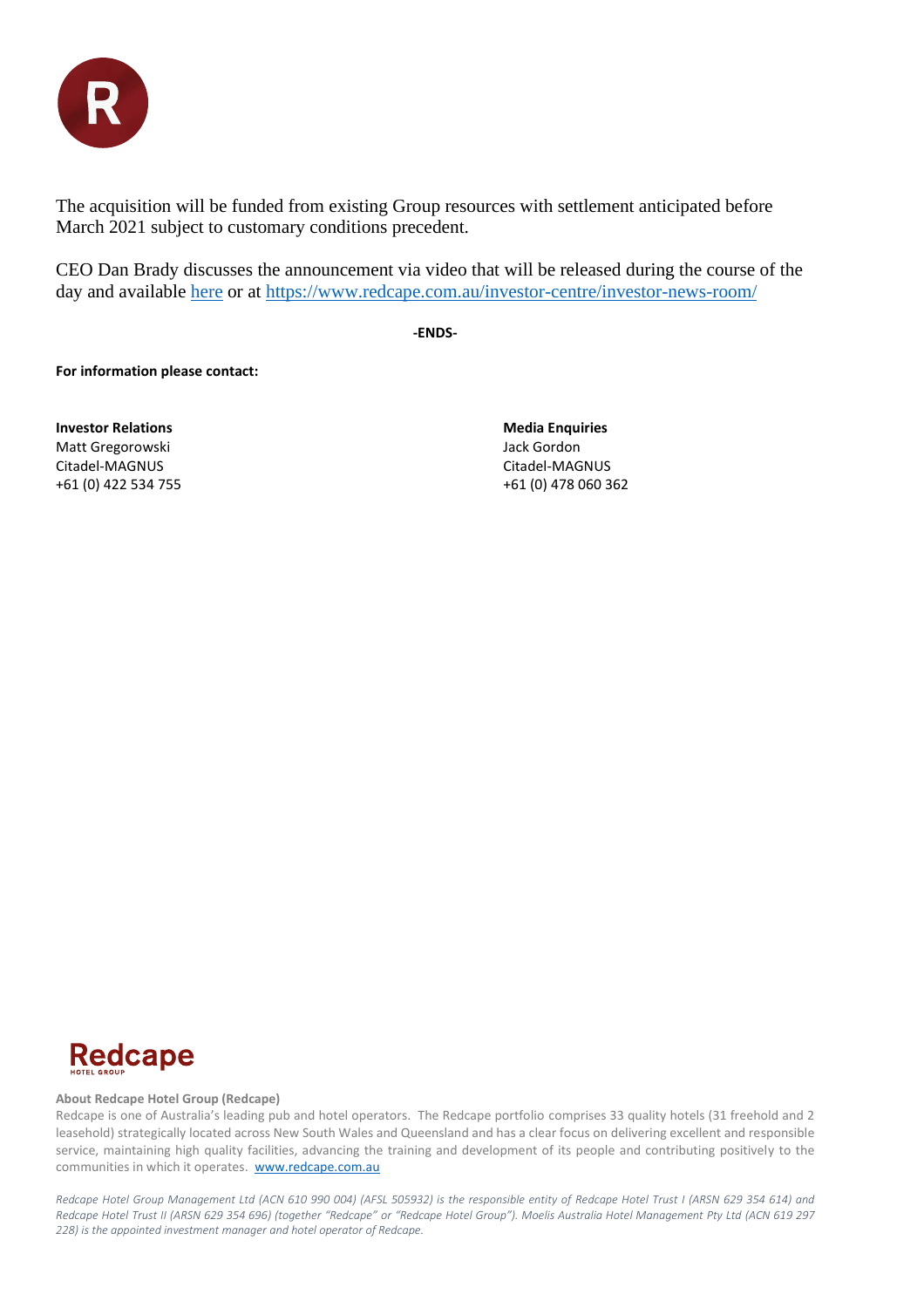The acquisition will be funded from existing Group resources with settlement anticipated before March 2021 subject to customary conditions precedent.

CEO Dan Brady discusses the announcement via video that will be released during the course of the day and available here or at https://www.redcape.com.au/investor-centre/investor-news-room/

**-ENDS-**

**For information please contact:**

**Investor Relations**
Matt Gregorowski
Citadel-MAGNUS
+61 (0) 422 534 755

**Media Enquiries**
Jack Gordon
Citadel-MAGNUS
+61 (0) 478 060 362

**About Redcape Hotel Group (Redcape)**

Redcape is one of Australia's leading pub and hotel operators. The Redcape portfolio comprises 33 quality hotels (31 freehold and 2 leasehold) strategically located across New South Wales and Queensland and has a clear focus on delivering excellent and responsible service, maintaining high quality facilities, advancing the training and development of its people and contributing positively to the communities in which it operates. www.redcape.com.au

*Redcape Hotel Group Management Ltd (ACN 610 990 004) (AFSL 505932) is the responsible entity of Redcape Hotel Trust I (ARSN 629 354 614) and Redcape Hotel Trust II (ARSN 629 354 696) (together "Redcape" or "Redcape Hotel Group"). Moelis Australia Hotel Management Pty Ltd (ACN 619 297 228) is the appointed investment manager and hotel operator of Redcape.*